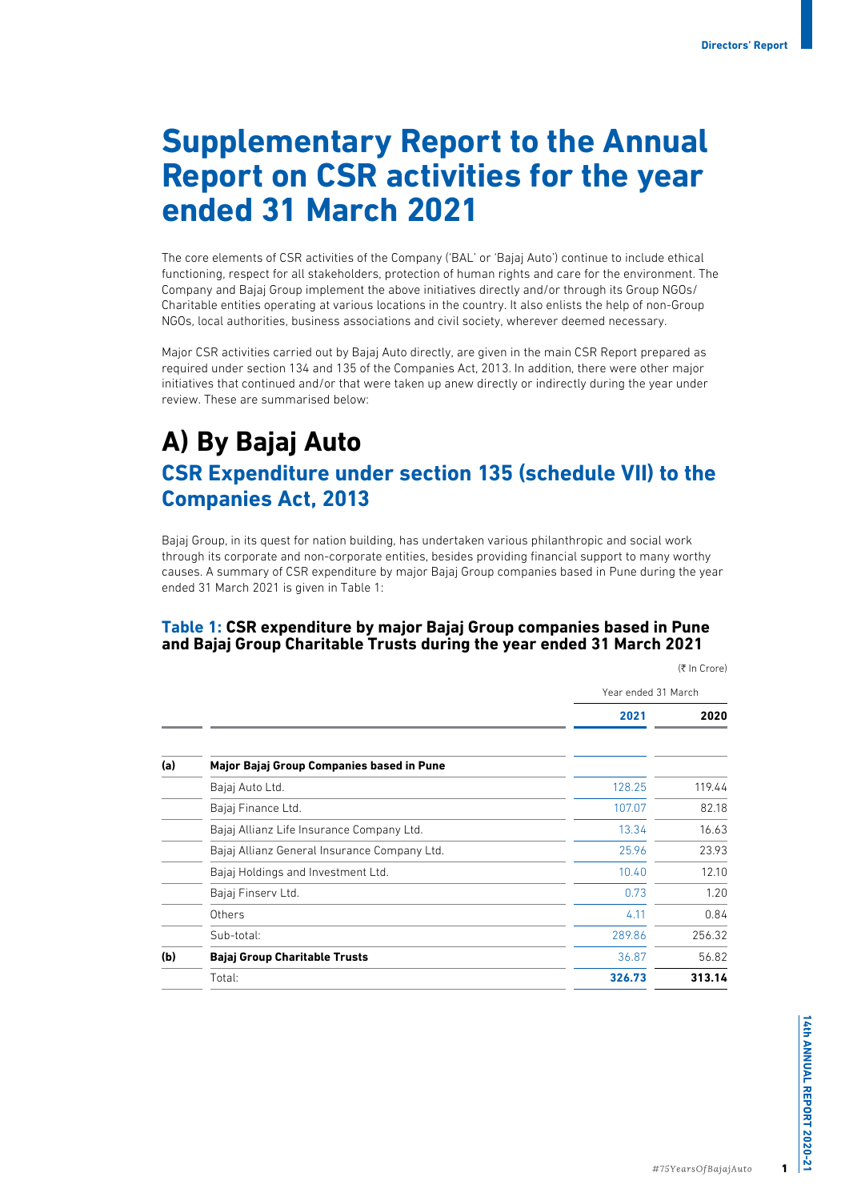# Supplementary Report to the Annual Report on CSR activities for the year ended 31 March 2021

The core elements of CSR activities of the Company ('BAL' or 'Bajaj Auto') continue to include ethical functioning, respect for all stakeholders, protection of human rights and care for the environment. The Company and Bajaj Group implement the above initiatives directly and/or through its Group NGOs/ Charitable entities operating at various locations in the country. It also enlists the help of non-Group NGOs, local authorities, business associations and civil society, wherever deemed necessary.

Major CSR activities carried out by Bajaj Auto directly, are given in the main CSR Report prepared as required under section 134 and 135 of the Companies Act, 2013. In addition, there were other major initiatives that continued and/or that were taken up anew directly or indirectly during the year under review. These are summarised below:

# A) By Bajaj Auto

## CSR Expenditure under section 135 (schedule VII) to the Companies Act, 2013

Bajaj Group, in its quest for nation building, has undertaken various philanthropic and social work through its corporate and non-corporate entities, besides providing financial support to many worthy causes. A summary of CSR expenditure by major Bajaj Group companies based in Pune during the year ended 31 March 2021 is given in Table 1:

### Table 1: CSR expenditure by major Bajaj Group companies based in Pune and Bajaj Group Charitable Trusts during the year ended 31 March 2021

(₹ In Crore)

| | | Year ended 31 March | |
|---|---|---|---|
| | | **2021** | **2020** |
| **(a)** | **Major Bajaj Group Companies based in Pune** | | |
| | Bajaj Auto Ltd. | 128.25 | 119.44 |
| | Bajaj Finance Ltd. | 107.07 | 82.18 |
| | Bajaj Allianz Life Insurance Company Ltd. | 13.34 | 16.63 |
| | Bajaj Allianz General Insurance Company Ltd. | 25.96 | 23.93 |
| | Bajaj Holdings and Investment Ltd. | 10.40 | 12.10 |
| | Bajaj Finserv Ltd. | 0.73 | 1.20 |
| | Others | 4.11 | 0.84 |
| | Sub-total: | 289.86 | 256.32 |
| **(b)** | **Bajaj Group Charitable Trusts** | 36.87 | 56.82 |
| | Total: | **326.73** | **313.14** |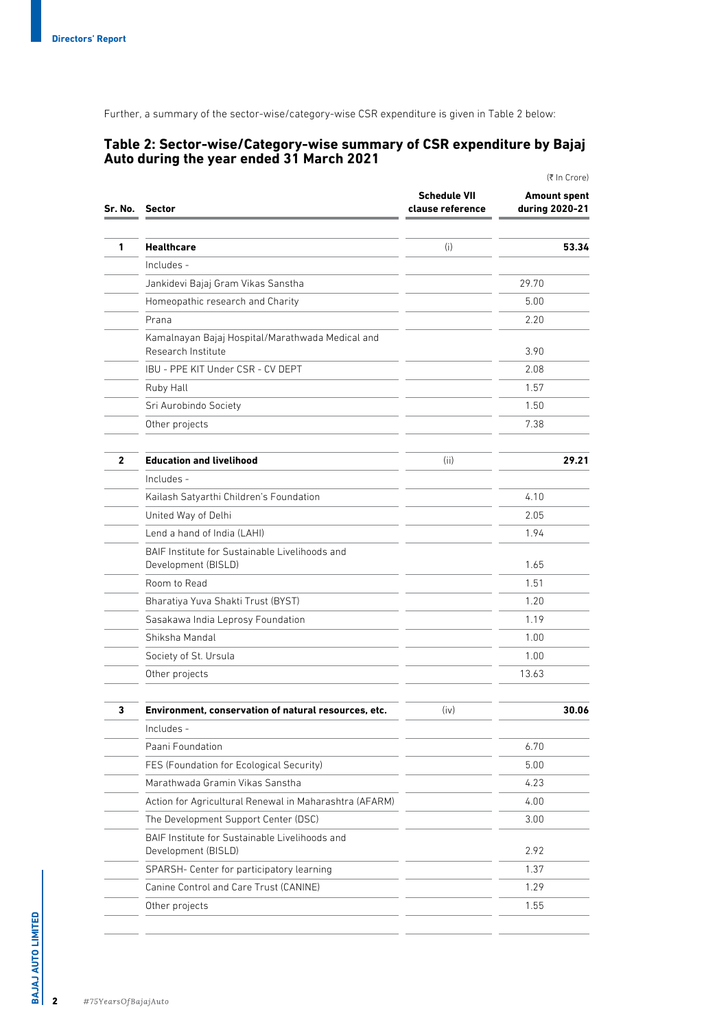Further, a summary of the sector-wise/category-wise CSR expenditure is given in Table 2 below:

## Table 2: Sector-wise/Category-wise summary of CSR expenditure by Bajaj Auto during the year ended 31 March 2021

(₹ In Crore)

| Sr. No. | Sector | Schedule VII clause reference | Amount spent during 2020-21 |
|---|---|---|---|
| **1** | **Healthcare** | (i) | **53.34** |
| | Includes - | | |
| | Jankidevi Bajaj Gram Vikas Sanstha | | 29.70 |
| | Homeopathic research and Charity | | 5.00 |
| | Prana | | 2.20 |
| | Kamalnayan Bajaj Hospital/Marathwada Medical and Research Institute | | 3.90 |
| | IBU - PPE KIT Under CSR - CV DEPT | | 2.08 |
| | Ruby Hall | | 1.57 |
| | Sri Aurobindo Society | | 1.50 |
| | Other projects | | 7.38 |
| **2** | **Education and livelihood** | (ii) | **29.21** |
| | Includes - | | |
| | Kailash Satyarthi Children's Foundation | | 4.10 |
| | United Way of Delhi | | 2.05 |
| | Lend a hand of India (LAHI) | | 1.94 |
| | BAIF Institute for Sustainable Livelihoods and Development (BISLD) | | 1.65 |
| | Room to Read | | 1.51 |
| | Bharatiya Yuva Shakti Trust (BYST) | | 1.20 |
| | Sasakawa India Leprosy Foundation | | 1.19 |
| | Shiksha Mandal | | 1.00 |
| | Society of St. Ursula | | 1.00 |
| | Other projects | | 13.63 |
| **3** | **Environment, conservation of natural resources, etc.** | (iv) | **30.06** |
| | Includes - | | |
| | Paani Foundation | | 6.70 |
| | FES (Foundation for Ecological Security) | | 5.00 |
| | Marathwada Gramin Vikas Sanstha | | 4.23 |
| | Action for Agricultural Renewal in Maharashtra (AFARM) | | 4.00 |
| | The Development Support Center (DSC) | | 3.00 |
| | BAIF Institute for Sustainable Livelihoods and Development (BISLD) | | 2.92 |
| | SPARSH- Center for participatory learning | | 1.37 |
| | Canine Control and Care Trust (CANINE) | | 1.29 |
| | Other projects | | 1.55 |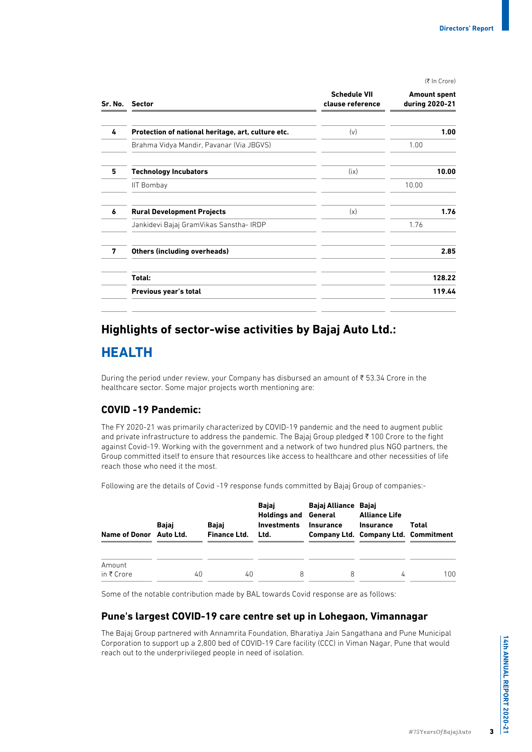(₹ In Crore)

| Sr. No. | Sector | Schedule VII clause reference | Amount spent during 2020-21 |
|---|---|---|---|
| **4** | **Protection of national heritage, art, culture etc.** | (v) | **1.00** |
| | Brahma Vidya Mandir, Pavanar (Via JBGVS) | | 1.00 |
| **5** | **Technology Incubators** | (ix) | **10.00** |
| | IIT Bombay | | 10.00 |
| **6** | **Rural Development Projects** | (x) | **1.76** |
| | Jankidevi Bajaj GramVikas Sanstha- IRDP | | 1.76 |
| **7** | **Others (including overheads)** | | **2.85** |
| | **Total:** | | **128.22** |
| | **Previous year's total** | | **119.44** |

## Highlights of sector-wise activities by Bajaj Auto Ltd.:

# HEALTH

During the period under review, your Company has disbursed an amount of ₹ 53.34 Crore in the healthcare sector. Some major projects worth mentioning are:

### COVID -19 Pandemic:

The FY 2020-21 was primarily characterized by COVID-19 pandemic and the need to augment public and private infrastructure to address the pandemic. The Bajaj Group pledged ₹ 100 Crore to the fight against Covid-19. Working with the government and a network of two hundred plus NGO partners, the Group committed itself to ensure that resources like access to healthcare and other necessities of life reach those who need it the most.

Following are the details of Covid -19 response funds committed by Bajaj Group of companies:-

| Name of Donor | Bajaj Auto Ltd. | Bajaj Finance Ltd. | Bajaj Holdings and Investments Ltd. | Bajaj Alliance General Insurance Company Ltd. | Bajaj Alliance Life Insurance Company Ltd. | Total Commitment |
|---|---|---|---|---|---|---|
| Amount in ₹ Crore | 40 | 40 | 8 | 8 | 4 | 100 |

Some of the notable contribution made by BAL towards Covid response are as follows:

### Pune's largest COVID-19 care centre set up in Lohegaon, Vimannagar

The Bajaj Group partnered with Annamrita Foundation, Bharatiya Jain Sangathana and Pune Municipal Corporation to support up a 2,800 bed of COVID-19 Care facility (CCC) in Viman Nagar, Pune that would reach out to the underprivileged people in need of isolation.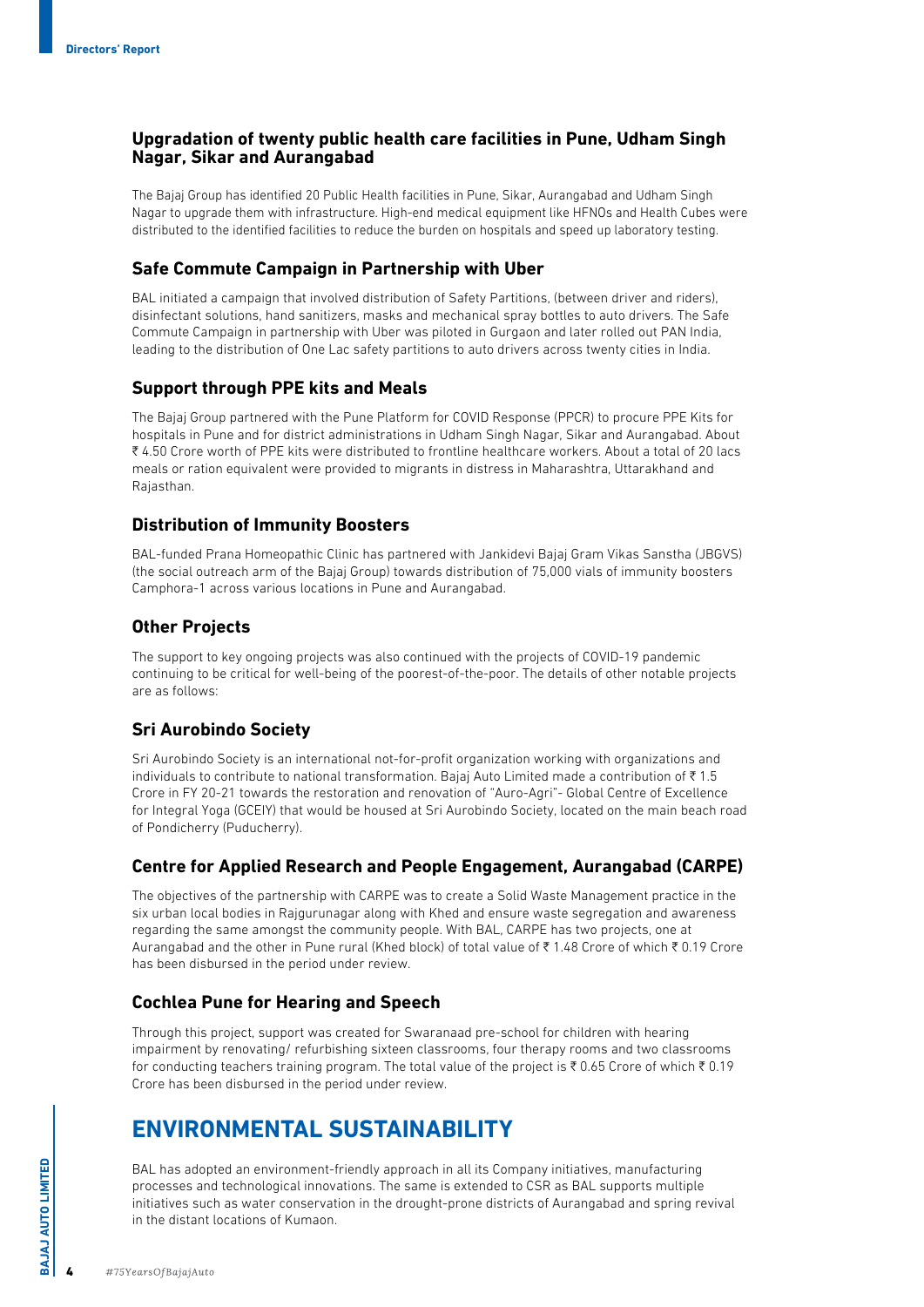### Upgradation of twenty public health care facilities in Pune, Udham Singh Nagar, Sikar and Aurangabad

The Bajaj Group has identified 20 Public Health facilities in Pune, Sikar, Aurangabad and Udham Singh Nagar to upgrade them with infrastructure. High-end medical equipment like HFNOs and Health Cubes were distributed to the identified facilities to reduce the burden on hospitals and speed up laboratory testing.

### Safe Commute Campaign in Partnership with Uber

BAL initiated a campaign that involved distribution of Safety Partitions, (between driver and riders), disinfectant solutions, hand sanitizers, masks and mechanical spray bottles to auto drivers. The Safe Commute Campaign in partnership with Uber was piloted in Gurgaon and later rolled out PAN India, leading to the distribution of One Lac safety partitions to auto drivers across twenty cities in India.

### Support through PPE kits and Meals

The Bajaj Group partnered with the Pune Platform for COVID Response (PPCR) to procure PPE Kits for hospitals in Pune and for district administrations in Udham Singh Nagar, Sikar and Aurangabad. About ₹ 4.50 Crore worth of PPE kits were distributed to frontline healthcare workers. About a total of 20 lacs meals or ration equivalent were provided to migrants in distress in Maharashtra, Uttarakhand and Rajasthan.

### Distribution of Immunity Boosters

BAL-funded Prana Homeopathic Clinic has partnered with Jankidevi Bajaj Gram Vikas Sanstha (JBGVS) (the social outreach arm of the Bajaj Group) towards distribution of 75,000 vials of immunity boosters Camphora-1 across various locations in Pune and Aurangabad.

### Other Projects

The support to key ongoing projects was also continued with the projects of COVID-19 pandemic continuing to be critical for well-being of the poorest-of-the-poor. The details of other notable projects are as follows:

### Sri Aurobindo Society

Sri Aurobindo Society is an international not-for-profit organization working with organizations and individuals to contribute to national transformation. Bajaj Auto Limited made a contribution of ₹ 1.5 Crore in FY 20-21 towards the restoration and renovation of "Auro-Agri"- Global Centre of Excellence for Integral Yoga (GCEIY) that would be housed at Sri Aurobindo Society, located on the main beach road of Pondicherry (Puducherry).

### Centre for Applied Research and People Engagement, Aurangabad (CARPE)

The objectives of the partnership with CARPE was to create a Solid Waste Management practice in the six urban local bodies in Rajgurunagar along with Khed and ensure waste segregation and awareness regarding the same amongst the community people. With BAL, CARPE has two projects, one at Aurangabad and the other in Pune rural (Khed block) of total value of ₹ 1.48 Crore of which ₹ 0.19 Crore has been disbursed in the period under review.

### Cochlea Pune for Hearing and Speech

Through this project, support was created for Swaranaad pre-school for children with hearing impairment by renovating/ refurbishing sixteen classrooms, four therapy rooms and two classrooms for conducting teachers training program. The total value of the project is ₹ 0.65 Crore of which ₹ 0.19 Crore has been disbursed in the period under review.

## ENVIRONMENTAL SUSTAINABILITY

BAL has adopted an environment-friendly approach in all its Company initiatives, manufacturing processes and technological innovations. The same is extended to CSR as BAL supports multiple initiatives such as water conservation in the drought-prone districts of Aurangabad and spring revival in the distant locations of Kumaon.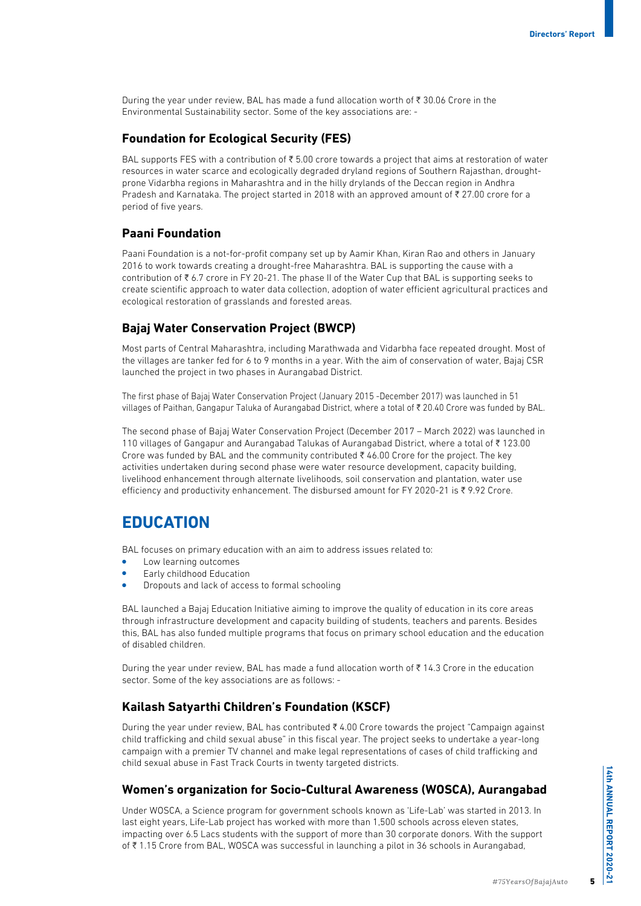During the year under review, BAL has made a fund allocation worth of ₹ 30.06 Crore in the Environmental Sustainability sector. Some of the key associations are: -

### Foundation for Ecological Security (FES)

BAL supports FES with a contribution of ₹ 5.00 crore towards a project that aims at restoration of water resources in water scarce and ecologically degraded dryland regions of Southern Rajasthan, drought-prone Vidarbha regions in Maharashtra and in the hilly drylands of the Deccan region in Andhra Pradesh and Karnataka. The project started in 2018 with an approved amount of ₹ 27.00 crore for a period of five years.

### Paani Foundation

Paani Foundation is a not-for-profit company set up by Aamir Khan, Kiran Rao and others in January 2016 to work towards creating a drought-free Maharashtra. BAL is supporting the cause with a contribution of ₹ 6.7 crore in FY 20-21. The phase II of the Water Cup that BAL is supporting seeks to create scientific approach to water data collection, adoption of water efficient agricultural practices and ecological restoration of grasslands and forested areas.

### Bajaj Water Conservation Project (BWCP)

Most parts of Central Maharashtra, including Marathwada and Vidarbha face repeated drought. Most of the villages are tanker fed for 6 to 9 months in a year. With the aim of conservation of water, Bajaj CSR launched the project in two phases in Aurangabad District.

The first phase of Bajaj Water Conservation Project (January 2015 -December 2017) was launched in 51 villages of Paithan, Gangapur Taluka of Aurangabad District, where a total of ₹ 20.40 Crore was funded by BAL.

The second phase of Bajaj Water Conservation Project (December 2017 – March 2022) was launched in 110 villages of Gangapur and Aurangabad Talukas of Aurangabad District, where a total of ₹ 123.00 Crore was funded by BAL and the community contributed ₹ 46.00 Crore for the project. The key activities undertaken during second phase were water resource development, capacity building, livelihood enhancement through alternate livelihoods, soil conservation and plantation, water use efficiency and productivity enhancement. The disbursed amount for FY 2020-21 is ₹ 9.92 Crore.

## EDUCATION

BAL focuses on primary education with an aim to address issues related to:

- Low learning outcomes
- Early childhood Education
- Dropouts and lack of access to formal schooling

BAL launched a Bajaj Education Initiative aiming to improve the quality of education in its core areas through infrastructure development and capacity building of students, teachers and parents. Besides this, BAL has also funded multiple programs that focus on primary school education and the education of disabled children.

During the year under review, BAL has made a fund allocation worth of ₹ 14.3 Crore in the education sector. Some of the key associations are as follows: -

### Kailash Satyarthi Children's Foundation (KSCF)

During the year under review, BAL has contributed ₹ 4.00 Crore towards the project "Campaign against child trafficking and child sexual abuse" in this fiscal year. The project seeks to undertake a year-long campaign with a premier TV channel and make legal representations of cases of child trafficking and child sexual abuse in Fast Track Courts in twenty targeted districts.

### Women's organization for Socio-Cultural Awareness (WOSCA), Aurangabad

Under WOSCA, a Science program for government schools known as 'Life-Lab' was started in 2013. In last eight years, Life-Lab project has worked with more than 1,500 schools across eleven states, impacting over 6.5 Lacs students with the support of more than 30 corporate donors. With the support of ₹ 1.15 Crore from BAL, WOSCA was successful in launching a pilot in 36 schools in Aurangabad,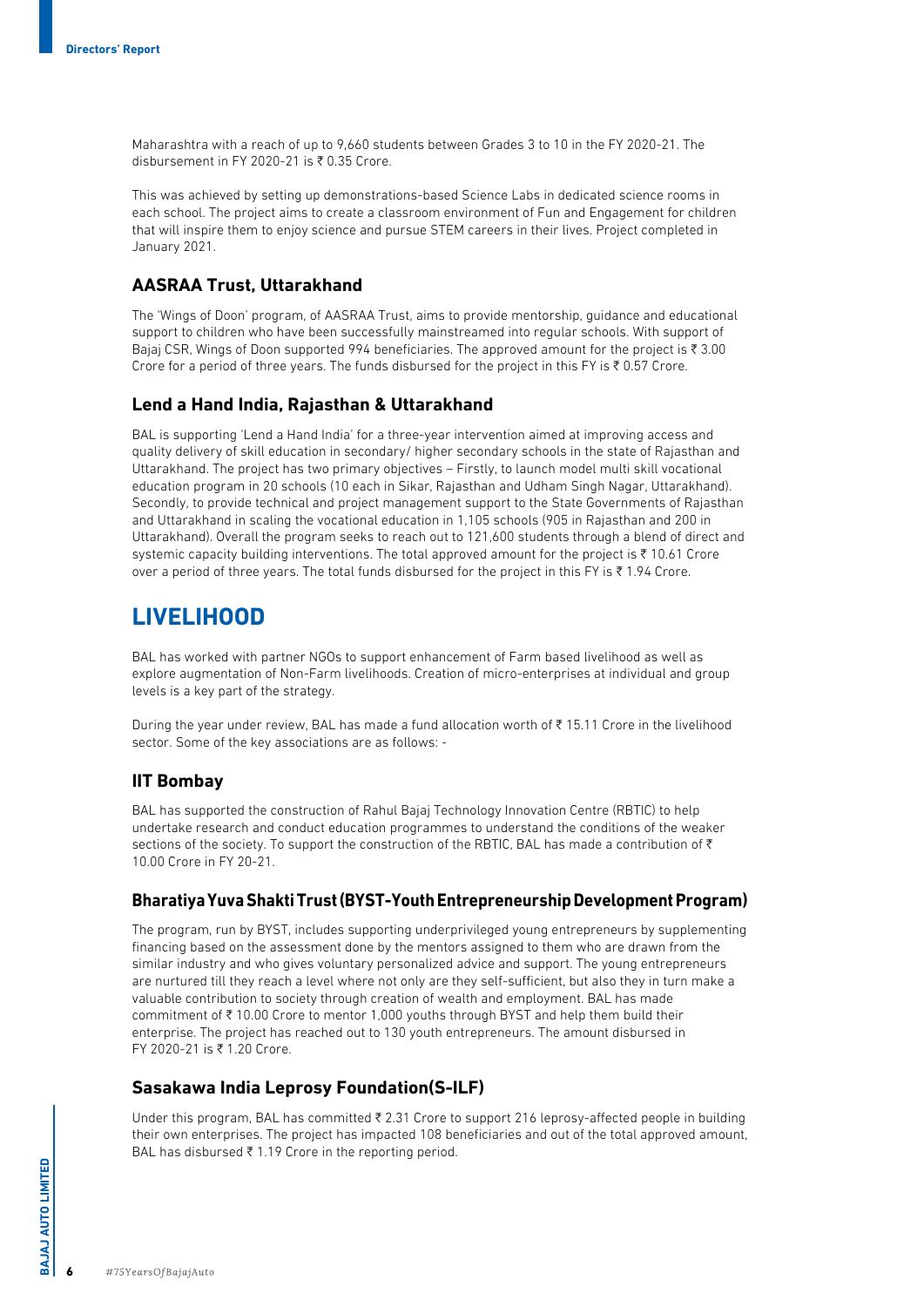Maharashtra with a reach of up to 9,660 students between Grades 3 to 10 in the FY 2020-21. The disbursement in FY 2020-21 is ₹ 0.35 Crore.

This was achieved by setting up demonstrations-based Science Labs in dedicated science rooms in each school. The project aims to create a classroom environment of Fun and Engagement for children that will inspire them to enjoy science and pursue STEM careers in their lives. Project completed in January 2021.

### AASRAA Trust, Uttarakhand

The 'Wings of Doon' program, of AASRAA Trust, aims to provide mentorship, guidance and educational support to children who have been successfully mainstreamed into regular schools. With support of Bajaj CSR, Wings of Doon supported 994 beneficiaries. The approved amount for the project is ₹ 3.00 Crore for a period of three years. The funds disbursed for the project in this FY is ₹ 0.57 Crore.

### Lend a Hand India, Rajasthan & Uttarakhand

BAL is supporting 'Lend a Hand India' for a three-year intervention aimed at improving access and quality delivery of skill education in secondary/ higher secondary schools in the state of Rajasthan and Uttarakhand. The project has two primary objectives – Firstly, to launch model multi skill vocational education program in 20 schools (10 each in Sikar, Rajasthan and Udham Singh Nagar, Uttarakhand). Secondly, to provide technical and project management support to the State Governments of Rajasthan and Uttarakhand in scaling the vocational education in 1,105 schools (905 in Rajasthan and 200 in Uttarakhand). Overall the program seeks to reach out to 121,600 students through a blend of direct and systemic capacity building interventions. The total approved amount for the project is ₹ 10.61 Crore over a period of three years. The total funds disbursed for the project in this FY is ₹ 1.94 Crore.

## LIVELIHOOD

BAL has worked with partner NGOs to support enhancement of Farm based livelihood as well as explore augmentation of Non-Farm livelihoods. Creation of micro-enterprises at individual and group levels is a key part of the strategy.

During the year under review, BAL has made a fund allocation worth of ₹ 15.11 Crore in the livelihood sector. Some of the key associations are as follows: -

### IIT Bombay

BAL has supported the construction of Rahul Bajaj Technology Innovation Centre (RBTIC) to help undertake research and conduct education programmes to understand the conditions of the weaker sections of the society. To support the construction of the RBTIC, BAL has made a contribution of ₹ 10.00 Crore in FY 20-21.

### Bharatiya Yuva Shakti Trust (BYST-Youth Entrepreneurship Development Program)

The program, run by BYST, includes supporting underprivileged young entrepreneurs by supplementing financing based on the assessment done by the mentors assigned to them who are drawn from the similar industry and who gives voluntary personalized advice and support. The young entrepreneurs are nurtured till they reach a level where not only are they self-sufficient, but also they in turn make a valuable contribution to society through creation of wealth and employment. BAL has made commitment of ₹ 10.00 Crore to mentor 1,000 youths through BYST and help them build their enterprise. The project has reached out to 130 youth entrepreneurs. The amount disbursed in FY 2020-21 is ₹ 1.20 Crore.

### Sasakawa India Leprosy Foundation(S-ILF)

Under this program, BAL has committed ₹ 2.31 Crore to support 216 leprosy-affected people in building their own enterprises. The project has impacted 108 beneficiaries and out of the total approved amount, BAL has disbursed ₹ 1.19 Crore in the reporting period.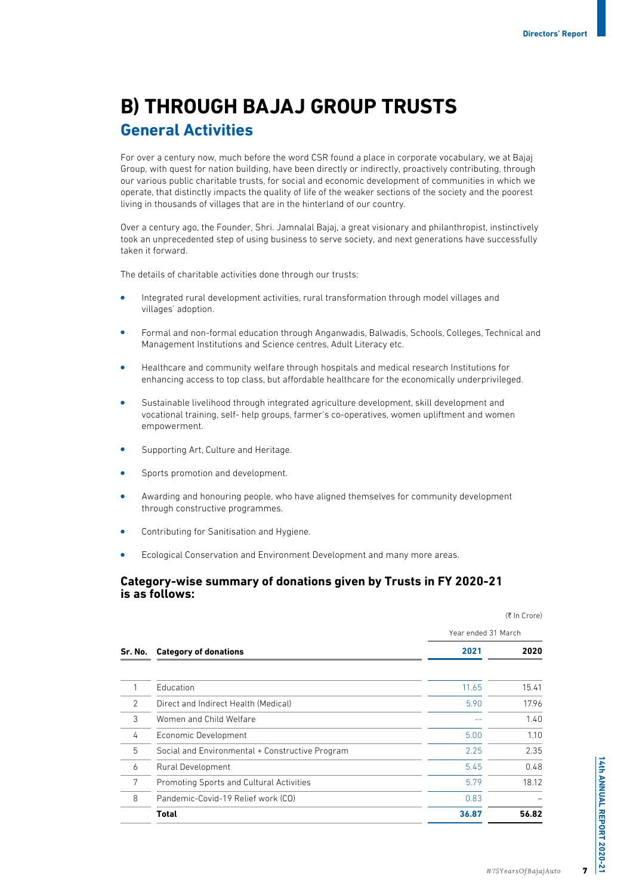# B) THROUGH BAJAJ GROUP TRUSTS

## General Activities

For over a century now, much before the word CSR found a place in corporate vocabulary, we at Bajaj Group, with quest for nation building, have been directly or indirectly, proactively contributing, through our various public charitable trusts, for social and economic development of communities in which we operate, that distinctly impacts the quality of life of the weaker sections of the society and the poorest living in thousands of villages that are in the hinterland of our country.

Over a century ago, the Founder, Shri. Jamnalal Bajaj, a great visionary and philanthropist, instinctively took an unprecedented step of using business to serve society, and next generations have successfully taken it forward.

The details of charitable activities done through our trusts:

- Integrated rural development activities, rural transformation through model villages and villages' adoption.
- Formal and non-formal education through Anganwadis, Balwadis, Schools, Colleges, Technical and Management Institutions and Science centres, Adult Literacy etc.
- Healthcare and community welfare through hospitals and medical research Institutions for enhancing access to top class, but affordable healthcare for the economically underprivileged.
- Sustainable livelihood through integrated agriculture development, skill development and vocational training, self- help groups, farmer's co-operatives, women upliftment and women empowerment.
- Supporting Art, Culture and Heritage.
- Sports promotion and development.
- Awarding and honouring people, who have aligned themselves for community development through constructive programmes.
- Contributing for Sanitisation and Hygiene.
- Ecological Conservation and Environment Development and many more areas.

### Category-wise summary of donations given by Trusts in FY 2020-21 is as follows:

(₹ In Crore)

| Sr. No. | Category of donations | Year ended 31 March 2021 | 2020 |
|---|---|---|---|
| 1 | Education | 11.65 | 15.41 |
| 2 | Direct and Indirect Health (Medical) | 5.90 | 17.96 |
| 3 | Women and Child Welfare | -- | 1.40 |
| 4 | Economic Development | 5.00 | 1.10 |
| 5 | Social and Environmental + Constructive Program | 2.25 | 2.35 |
| 6 | Rural Development | 5.45 | 0.48 |
| 7 | Promoting Sports and Cultural Activities | 5.79 | 18.12 |
| 8 | Pandemic-Covid-19 Relief work (CO) | 0.83 | – |
| | **Total** | **36.87** | **56.82** |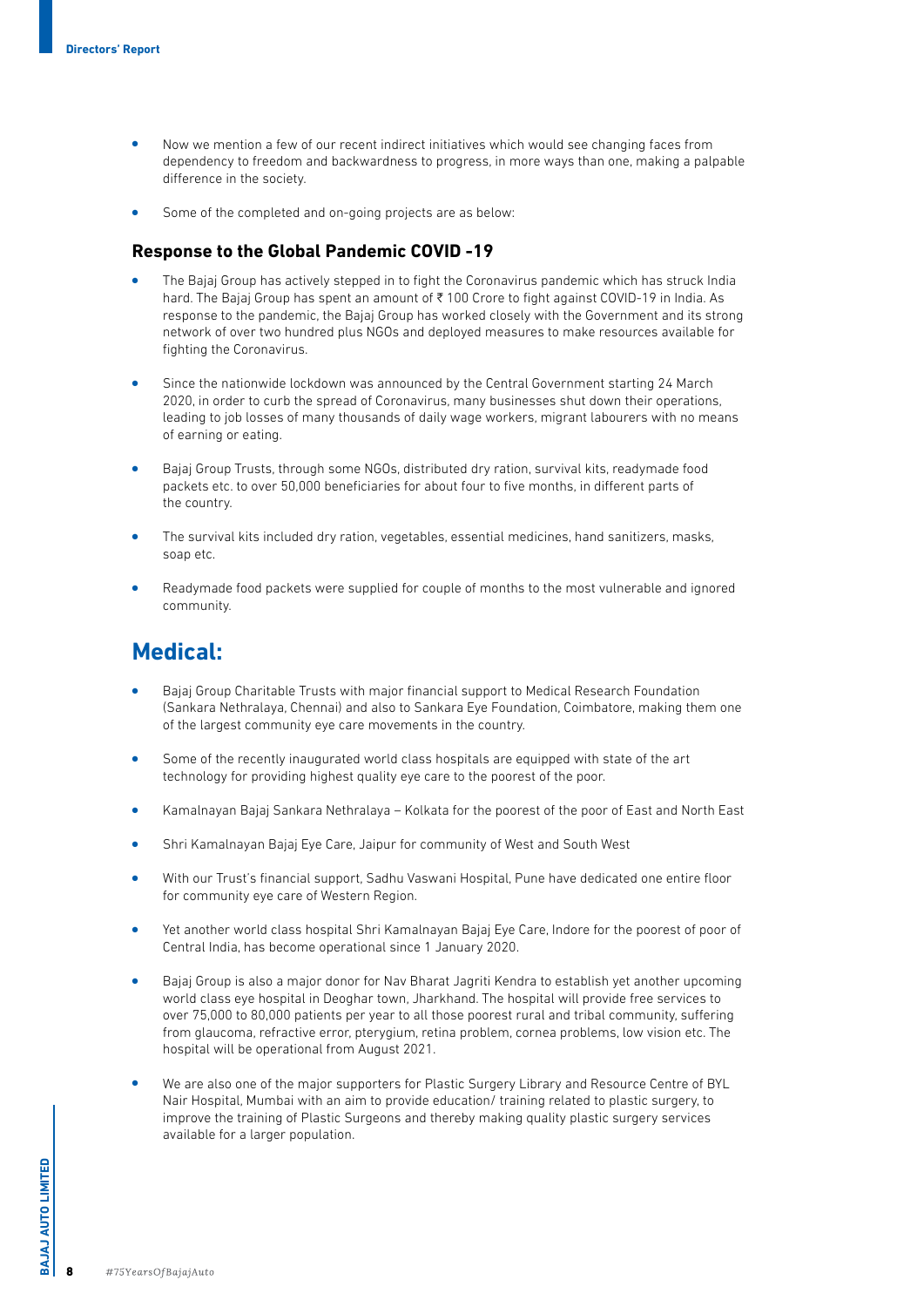- Now we mention a few of our recent indirect initiatives which would see changing faces from dependency to freedom and backwardness to progress, in more ways than one, making a palpable difference in the society.
- Some of the completed and on-going projects are as below:

### Response to the Global Pandemic COVID -19

- The Bajaj Group has actively stepped in to fight the Coronavirus pandemic which has struck India hard. The Bajaj Group has spent an amount of ₹ 100 Crore to fight against COVID-19 in India. As response to the pandemic, the Bajaj Group has worked closely with the Government and its strong network of over two hundred plus NGOs and deployed measures to make resources available for fighting the Coronavirus.
- Since the nationwide lockdown was announced by the Central Government starting 24 March 2020, in order to curb the spread of Coronavirus, many businesses shut down their operations, leading to job losses of many thousands of daily wage workers, migrant labourers with no means of earning or eating.
- Bajaj Group Trusts, through some NGOs, distributed dry ration, survival kits, readymade food packets etc. to over 50,000 beneficiaries for about four to five months, in different parts of the country.
- The survival kits included dry ration, vegetables, essential medicines, hand sanitizers, masks, soap etc.
- Readymade food packets were supplied for couple of months to the most vulnerable and ignored community.

## Medical:

- Bajaj Group Charitable Trusts with major financial support to Medical Research Foundation (Sankara Nethralaya, Chennai) and also to Sankara Eye Foundation, Coimbatore, making them one of the largest community eye care movements in the country.
- Some of the recently inaugurated world class hospitals are equipped with state of the art technology for providing highest quality eye care to the poorest of the poor.
- Kamalnayan Bajaj Sankara Nethralaya – Kolkata for the poorest of the poor of East and North East
- Shri Kamalnayan Bajaj Eye Care, Jaipur for community of West and South West
- With our Trust's financial support, Sadhu Vaswani Hospital, Pune have dedicated one entire floor for community eye care of Western Region.
- Yet another world class hospital Shri Kamalnayan Bajaj Eye Care, Indore for the poorest of poor of Central India, has become operational since 1 January 2020.
- Bajaj Group is also a major donor for Nav Bharat Jagriti Kendra to establish yet another upcoming world class eye hospital in Deoghar town, Jharkhand. The hospital will provide free services to over 75,000 to 80,000 patients per year to all those poorest rural and tribal community, suffering from glaucoma, refractive error, pterygium, retina problem, cornea problems, low vision etc. The hospital will be operational from August 2021.
- We are also one of the major supporters for Plastic Surgery Library and Resource Centre of BYL Nair Hospital, Mumbai with an aim to provide education/ training related to plastic surgery, to improve the training of Plastic Surgeons and thereby making quality plastic surgery services available for a larger population.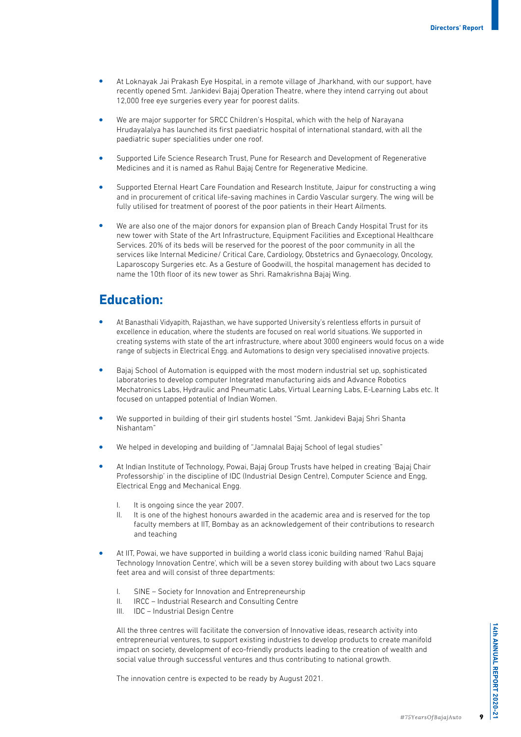- At Loknayak Jai Prakash Eye Hospital, in a remote village of Jharkhand, with our support, have recently opened Smt. Jankidevi Bajaj Operation Theatre, where they intend carrying out about 12,000 free eye surgeries every year for poorest dalits.

- We are major supporter for SRCC Children's Hospital, which with the help of Narayana Hrudayalalya has launched its first paediatric hospital of international standard, with all the paediatric super specialities under one roof.

- Supported Life Science Research Trust, Pune for Research and Development of Regenerative Medicines and it is named as Rahul Bajaj Centre for Regenerative Medicine.

- Supported Eternal Heart Care Foundation and Research Institute, Jaipur for constructing a wing and in procurement of critical life-saving machines in Cardio Vascular surgery. The wing will be fully utilised for treatment of poorest of the poor patients in their Heart Ailments.

- We are also one of the major donors for expansion plan of Breach Candy Hospital Trust for its new tower with State of the Art Infrastructure, Equipment Facilities and Exceptional Healthcare Services. 20% of its beds will be reserved for the poorest of the poor community in all the services like Internal Medicine/ Critical Care, Cardiology, Obstetrics and Gynaecology, Oncology, Laparoscopy Surgeries etc. As a Gesture of Goodwill, the hospital management has decided to name the 10th floor of its new tower as Shri. Ramakrishna Bajaj Wing.

## Education:

- At Banasthali Vidyapith, Rajasthan, we have supported University's relentless efforts in pursuit of excellence in education, where the students are focused on real world situations. We supported in creating systems with state of the art infrastructure, where about 3000 engineers would focus on a wide range of subjects in Electrical Engg. and Automations to design very specialised innovative projects.

- Bajaj School of Automation is equipped with the most modern industrial set up, sophisticated laboratories to develop computer Integrated manufacturing aids and Advance Robotics Mechatronics Labs, Hydraulic and Pneumatic Labs, Virtual Learning Labs, E-Learning Labs etc. It focused on untapped potential of Indian Women.

- We supported in building of their girl students hostel "Smt. Jankidevi Bajaj Shri Shanta Nishantam"

- We helped in developing and building of "Jamnalal Bajaj School of legal studies"

- At Indian Institute of Technology, Powai, Bajaj Group Trusts have helped in creating 'Bajaj Chair Professorship' in the discipline of IDC (Industrial Design Centre), Computer Science and Engg, Electrical Engg and Mechanical Engg.

  I. It is ongoing since the year 2007.
  II. It is one of the highest honours awarded in the academic area and is reserved for the top faculty members at IIT, Bombay as an acknowledgement of their contributions to research and teaching

- At IIT, Powai, we have supported in building a world class iconic building named 'Rahul Bajaj Technology Innovation Centre', which will be a seven storey building with about two Lacs square feet area and will consist of three departments:

  I. SINE – Society for Innovation and Entrepreneurship
  II. IRCC – Industrial Research and Consulting Centre
  III. IDC – Industrial Design Centre

  All the three centres will facilitate the conversion of Innovative ideas, research activity into entrepreneurial ventures, to support existing industries to develop products to create manifold impact on society, development of eco-friendly products leading to the creation of wealth and social value through successful ventures and thus contributing to national growth.

  The innovation centre is expected to be ready by August 2021.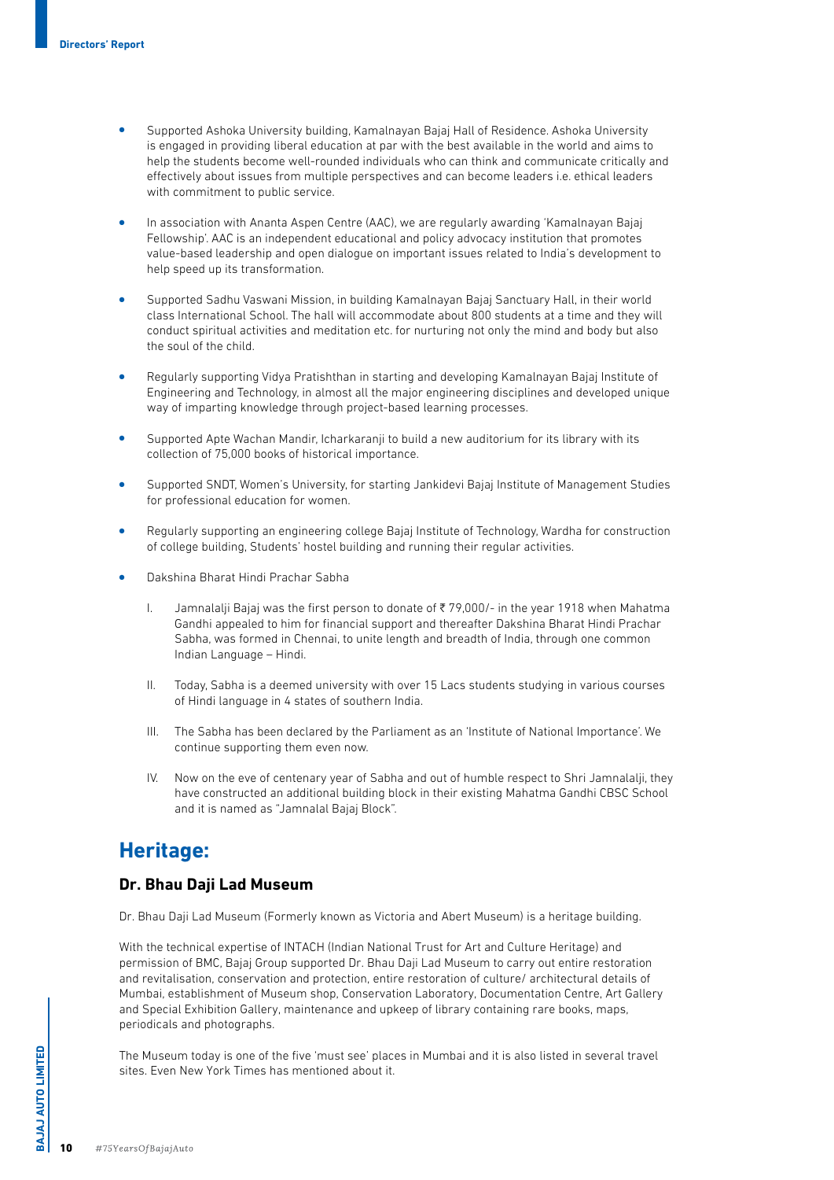- Supported Ashoka University building, Kamalnayan Bajaj Hall of Residence. Ashoka University is engaged in providing liberal education at par with the best available in the world and aims to help the students become well-rounded individuals who can think and communicate critically and effectively about issues from multiple perspectives and can become leaders i.e. ethical leaders with commitment to public service.

- In association with Ananta Aspen Centre (AAC), we are regularly awarding 'Kamalnayan Bajaj Fellowship'. AAC is an independent educational and policy advocacy institution that promotes value-based leadership and open dialogue on important issues related to India's development to help speed up its transformation.

- Supported Sadhu Vaswani Mission, in building Kamalnayan Bajaj Sanctuary Hall, in their world class International School. The hall will accommodate about 800 students at a time and they will conduct spiritual activities and meditation etc. for nurturing not only the mind and body but also the soul of the child.

- Regularly supporting Vidya Pratishthan in starting and developing Kamalnayan Bajaj Institute of Engineering and Technology, in almost all the major engineering disciplines and developed unique way of imparting knowledge through project-based learning processes.

- Supported Apte Wachan Mandir, Icharkaranji to build a new auditorium for its library with its collection of 75,000 books of historical importance.

- Supported SNDT, Women's University, for starting Jankidevi Bajaj Institute of Management Studies for professional education for women.

- Regularly supporting an engineering college Bajaj Institute of Technology, Wardha for construction of college building, Students' hostel building and running their regular activities.

- Dakshina Bharat Hindi Prachar Sabha

  I. Jamnalalji Bajaj was the first person to donate of ₹ 79,000/- in the year 1918 when Mahatma Gandhi appealed to him for financial support and thereafter Dakshina Bharat Hindi Prachar Sabha, was formed in Chennai, to unite length and breadth of India, through one common Indian Language – Hindi.

  II. Today, Sabha is a deemed university with over 15 Lacs students studying in various courses of Hindi language in 4 states of southern India.

  III. The Sabha has been declared by the Parliament as an 'Institute of National Importance'. We continue supporting them even now.

  IV. Now on the eve of centenary year of Sabha and out of humble respect to Shri Jamnalalji, they have constructed an additional building block in their existing Mahatma Gandhi CBSC School and it is named as "Jamnalal Bajaj Block".

## Heritage:

### Dr. Bhau Daji Lad Museum

Dr. Bhau Daji Lad Museum (Formerly known as Victoria and Abert Museum) is a heritage building.

With the technical expertise of INTACH (Indian National Trust for Art and Culture Heritage) and permission of BMC, Bajaj Group supported Dr. Bhau Daji Lad Museum to carry out entire restoration and revitalisation, conservation and protection, entire restoration of culture/ architectural details of Mumbai, establishment of Museum shop, Conservation Laboratory, Documentation Centre, Art Gallery and Special Exhibition Gallery, maintenance and upkeep of library containing rare books, maps, periodicals and photographs.

The Museum today is one of the five 'must see' places in Mumbai and it is also listed in several travel sites. Even New York Times has mentioned about it.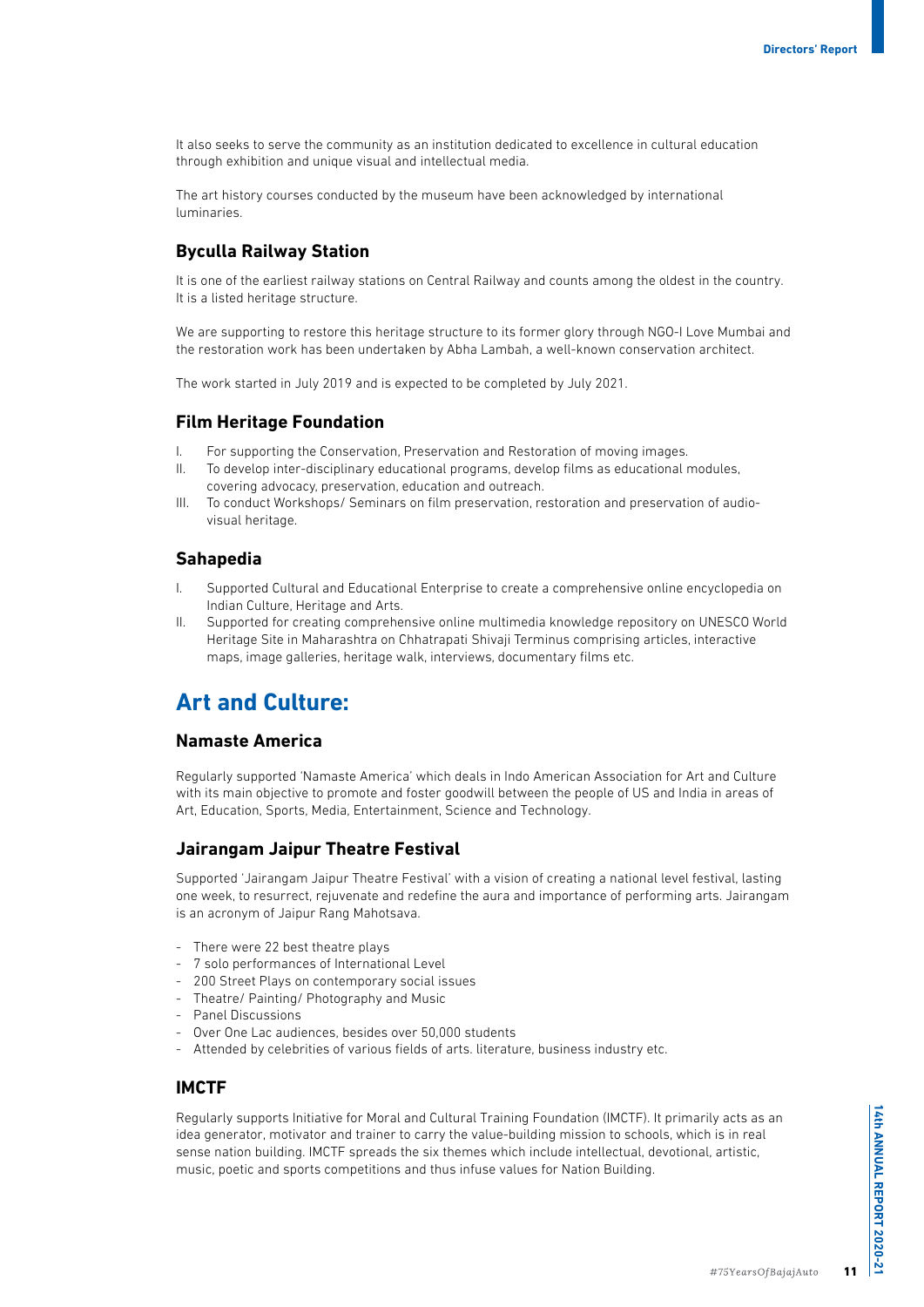It also seeks to serve the community as an institution dedicated to excellence in cultural education through exhibition and unique visual and intellectual media.

The art history courses conducted by the museum have been acknowledged by international luminaries.

### Byculla Railway Station

It is one of the earliest railway stations on Central Railway and counts among the oldest in the country. It is a listed heritage structure.

We are supporting to restore this heritage structure to its former glory through NGO-I Love Mumbai and the restoration work has been undertaken by Abha Lambah, a well-known conservation architect.

The work started in July 2019 and is expected to be completed by July 2021.

### Film Heritage Foundation

I. For supporting the Conservation, Preservation and Restoration of moving images.
II. To develop inter-disciplinary educational programs, develop films as educational modules, covering advocacy, preservation, education and outreach.
III. To conduct Workshops/ Seminars on film preservation, restoration and preservation of audio-visual heritage.

### Sahapedia

I. Supported Cultural and Educational Enterprise to create a comprehensive online encyclopedia on Indian Culture, Heritage and Arts.
II. Supported for creating comprehensive online multimedia knowledge repository on UNESCO World Heritage Site in Maharashtra on Chhatrapati Shivaji Terminus comprising articles, interactive maps, image galleries, heritage walk, interviews, documentary films etc.

## Art and Culture:

### Namaste America

Regularly supported 'Namaste America' which deals in Indo American Association for Art and Culture with its main objective to promote and foster goodwill between the people of US and India in areas of Art, Education, Sports, Media, Entertainment, Science and Technology.

### Jairangam Jaipur Theatre Festival

Supported 'Jairangam Jaipur Theatre Festival' with a vision of creating a national level festival, lasting one week, to resurrect, rejuvenate and redefine the aura and importance of performing arts. Jairangam is an acronym of Jaipur Rang Mahotsava.

- There were 22 best theatre plays
- 7 solo performances of International Level
- 200 Street Plays on contemporary social issues
- Theatre/ Painting/ Photography and Music
- Panel Discussions
- Over One Lac audiences, besides over 50,000 students
- Attended by celebrities of various fields of arts. literature, business industry etc.

### IMCTF

Regularly supports Initiative for Moral and Cultural Training Foundation (IMCTF). It primarily acts as an idea generator, motivator and trainer to carry the value-building mission to schools, which is in real sense nation building. IMCTF spreads the six themes which include intellectual, devotional, artistic, music, poetic and sports competitions and thus infuse values for Nation Building.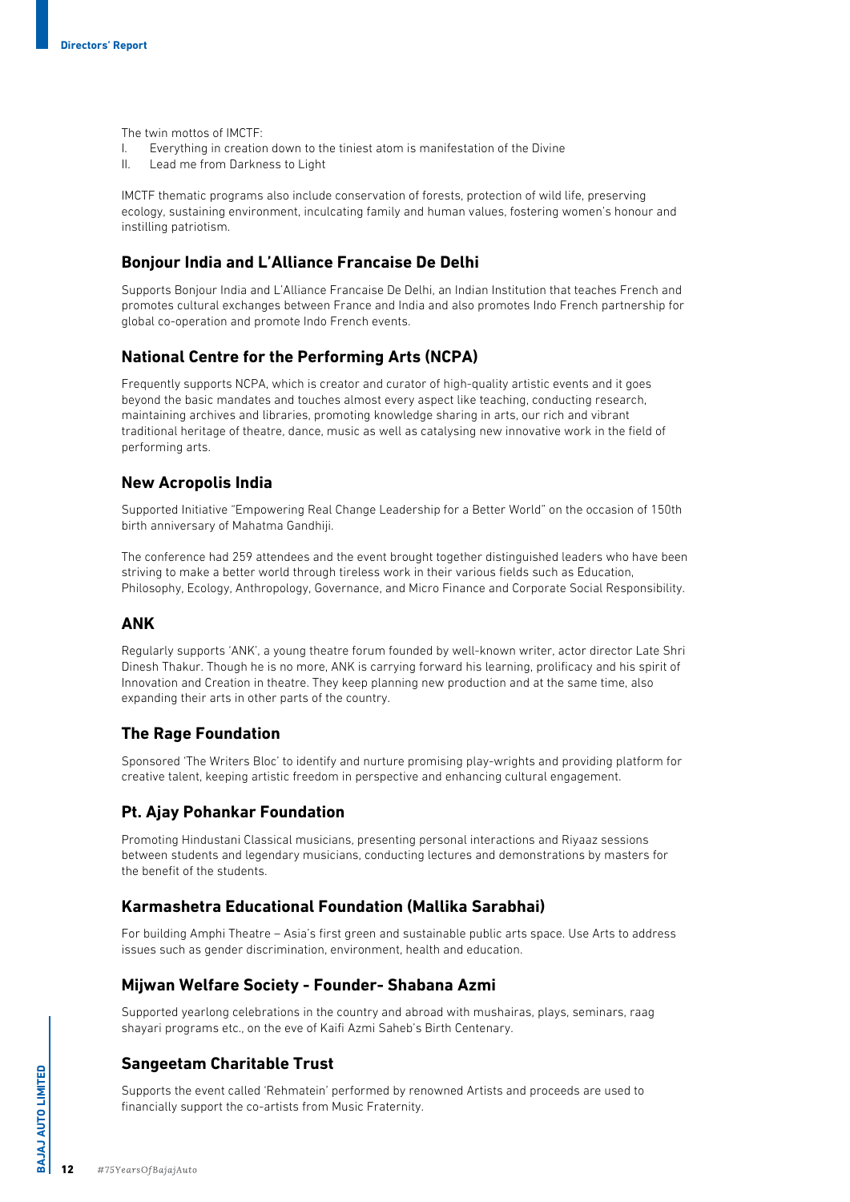The twin mottos of IMCTF:

I. Everything in creation down to the tiniest atom is manifestation of the Divine
II. Lead me from Darkness to Light

IMCTF thematic programs also include conservation of forests, protection of wild life, preserving ecology, sustaining environment, inculcating family and human values, fostering women's honour and instilling patriotism.

### Bonjour India and L'Alliance Francaise De Delhi

Supports Bonjour India and L'Alliance Francaise De Delhi, an Indian Institution that teaches French and promotes cultural exchanges between France and India and also promotes Indo French partnership for global co-operation and promote Indo French events.

### National Centre for the Performing Arts (NCPA)

Frequently supports NCPA, which is creator and curator of high-quality artistic events and it goes beyond the basic mandates and touches almost every aspect like teaching, conducting research, maintaining archives and libraries, promoting knowledge sharing in arts, our rich and vibrant traditional heritage of theatre, dance, music as well as catalysing new innovative work in the field of performing arts.

### New Acropolis India

Supported Initiative "Empowering Real Change Leadership for a Better World" on the occasion of 150th birth anniversary of Mahatma Gandhiji.

The conference had 259 attendees and the event brought together distinguished leaders who have been striving to make a better world through tireless work in their various fields such as Education, Philosophy, Ecology, Anthropology, Governance, and Micro Finance and Corporate Social Responsibility.

### ANK

Regularly supports 'ANK', a young theatre forum founded by well-known writer, actor director Late Shri Dinesh Thakur. Though he is no more, ANK is carrying forward his learning, prolificacy and his spirit of Innovation and Creation in theatre. They keep planning new production and at the same time, also expanding their arts in other parts of the country.

### The Rage Foundation

Sponsored 'The Writers Bloc' to identify and nurture promising play-wrights and providing platform for creative talent, keeping artistic freedom in perspective and enhancing cultural engagement.

### Pt. Ajay Pohankar Foundation

Promoting Hindustani Classical musicians, presenting personal interactions and Riyaaz sessions between students and legendary musicians, conducting lectures and demonstrations by masters for the benefit of the students.

### Karmashetra Educational Foundation (Mallika Sarabhai)

For building Amphi Theatre – Asia's first green and sustainable public arts space. Use Arts to address issues such as gender discrimination, environment, health and education.

### Mijwan Welfare Society - Founder- Shabana Azmi

Supported yearlong celebrations in the country and abroad with mushairas, plays, seminars, raag shayari programs etc., on the eve of Kaifi Azmi Saheb's Birth Centenary.

### Sangeetam Charitable Trust

Supports the event called 'Rehmatein' performed by renowned Artists and proceeds are used to financially support the co-artists from Music Fraternity.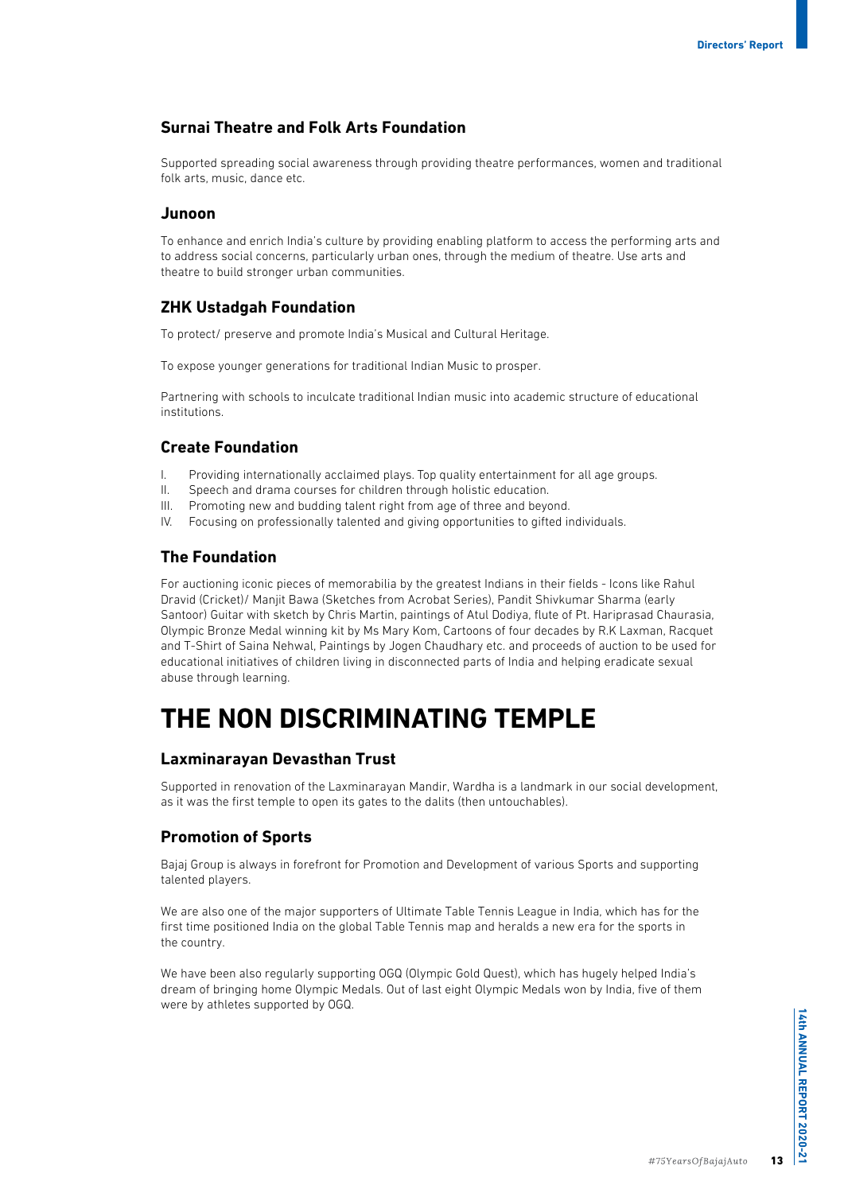### Surnai Theatre and Folk Arts Foundation

Supported spreading social awareness through providing theatre performances, women and traditional folk arts, music, dance etc.

### Junoon

To enhance and enrich India's culture by providing enabling platform to access the performing arts and to address social concerns, particularly urban ones, through the medium of theatre. Use arts and theatre to build stronger urban communities.

### ZHK Ustadgah Foundation

To protect/ preserve and promote India's Musical and Cultural Heritage.

To expose younger generations for traditional Indian Music to prosper.

Partnering with schools to inculcate traditional Indian music into academic structure of educational institutions.

### Create Foundation

I. Providing internationally acclaimed plays. Top quality entertainment for all age groups.
II. Speech and drama courses for children through holistic education.
III. Promoting new and budding talent right from age of three and beyond.
IV. Focusing on professionally talented and giving opportunities to gifted individuals.

### The Foundation

For auctioning iconic pieces of memorabilia by the greatest Indians in their fields - Icons like Rahul Dravid (Cricket)/ Manjit Bawa (Sketches from Acrobat Series), Pandit Shivkumar Sharma (early Santoor) Guitar with sketch by Chris Martin, paintings of Atul Dodiya, flute of Pt. Hariprasad Chaurasia, Olympic Bronze Medal winning kit by Ms Mary Kom, Cartoons of four decades by R.K Laxman, Racquet and T-Shirt of Saina Nehwal, Paintings by Jogen Chaudhary etc. and proceeds of auction to be used for educational initiatives of children living in disconnected parts of India and helping eradicate sexual abuse through learning.

# THE NON DISCRIMINATING TEMPLE

### Laxminarayan Devasthan Trust

Supported in renovation of the Laxminarayan Mandir, Wardha is a landmark in our social development, as it was the first temple to open its gates to the dalits (then untouchables).

### Promotion of Sports

Bajaj Group is always in forefront for Promotion and Development of various Sports and supporting talented players.

We are also one of the major supporters of Ultimate Table Tennis League in India, which has for the first time positioned India on the global Table Tennis map and heralds a new era for the sports in the country.

We have been also regularly supporting OGQ (Olympic Gold Quest), which has hugely helped India's dream of bringing home Olympic Medals. Out of last eight Olympic Medals won by India, five of them were by athletes supported by OGQ.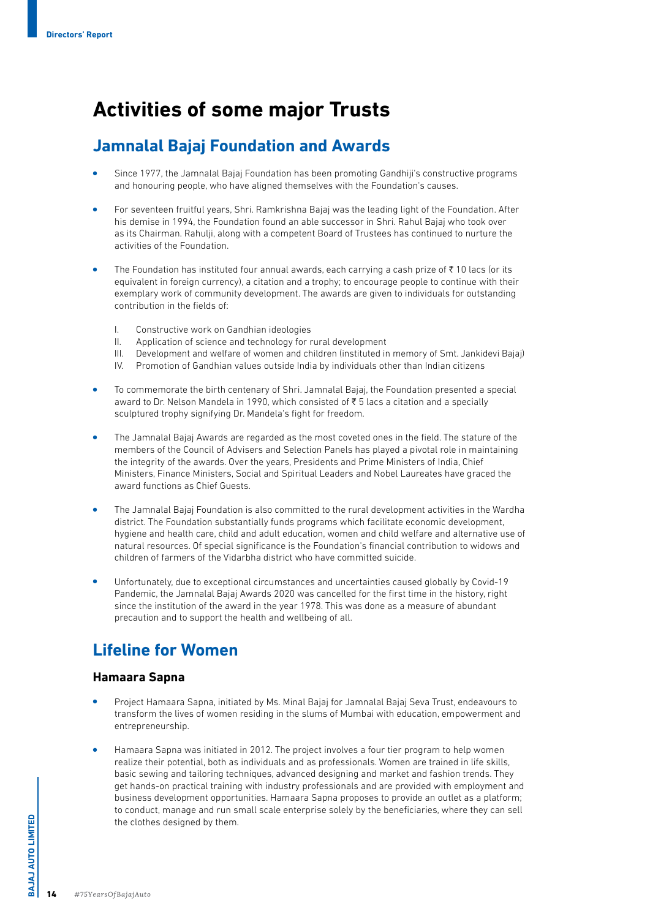# Activities of some major Trusts

## Jamnalal Bajaj Foundation and Awards

- Since 1977, the Jamnalal Bajaj Foundation has been promoting Gandhiji's constructive programs and honouring people, who have aligned themselves with the Foundation's causes.
- For seventeen fruitful years, Shri. Ramkrishna Bajaj was the leading light of the Foundation. After his demise in 1994, the Foundation found an able successor in Shri. Rahul Bajaj who took over as its Chairman. Rahulji, along with a competent Board of Trustees has continued to nurture the activities of the Foundation.
- The Foundation has instituted four annual awards, each carrying a cash prize of ₹ 10 lacs (or its equivalent in foreign currency), a citation and a trophy; to encourage people to continue with their exemplary work of community development. The awards are given to individuals for outstanding contribution in the fields of:

  I. Constructive work on Gandhian ideologies
  II. Application of science and technology for rural development
  III. Development and welfare of women and children (instituted in memory of Smt. Jankidevi Bajaj)
  IV. Promotion of Gandhian values outside India by individuals other than Indian citizens

- To commemorate the birth centenary of Shri. Jamnalal Bajaj, the Foundation presented a special award to Dr. Nelson Mandela in 1990, which consisted of ₹ 5 lacs a citation and a specially sculptured trophy signifying Dr. Mandela's fight for freedom.
- The Jamnalal Bajaj Awards are regarded as the most coveted ones in the field. The stature of the members of the Council of Advisers and Selection Panels has played a pivotal role in maintaining the integrity of the awards. Over the years, Presidents and Prime Ministers of India, Chief Ministers, Finance Ministers, Social and Spiritual Leaders and Nobel Laureates have graced the award functions as Chief Guests.
- The Jamnalal Bajaj Foundation is also committed to the rural development activities in the Wardha district. The Foundation substantially funds programs which facilitate economic development, hygiene and health care, child and adult education, women and child welfare and alternative use of natural resources. Of special significance is the Foundation's financial contribution to widows and children of farmers of the Vidarbha district who have committed suicide.
- Unfortunately, due to exceptional circumstances and uncertainties caused globally by Covid-19 Pandemic, the Jamnalal Bajaj Awards 2020 was cancelled for the first time in the history, right since the institution of the award in the year 1978. This was done as a measure of abundant precaution and to support the health and wellbeing of all.

## Lifeline for Women

### Hamaara Sapna

- Project Hamaara Sapna, initiated by Ms. Minal Bajaj for Jamnalal Bajaj Seva Trust, endeavours to transform the lives of women residing in the slums of Mumbai with education, empowerment and entrepreneurship.
- Hamaara Sapna was initiated in 2012. The project involves a four tier program to help women realize their potential, both as individuals and as professionals. Women are trained in life skills, basic sewing and tailoring techniques, advanced designing and market and fashion trends. They get hands-on practical training with industry professionals and are provided with employment and business development opportunities. Hamaara Sapna proposes to provide an outlet as a platform; to conduct, manage and run small scale enterprise solely by the beneficiaries, where they can sell the clothes designed by them.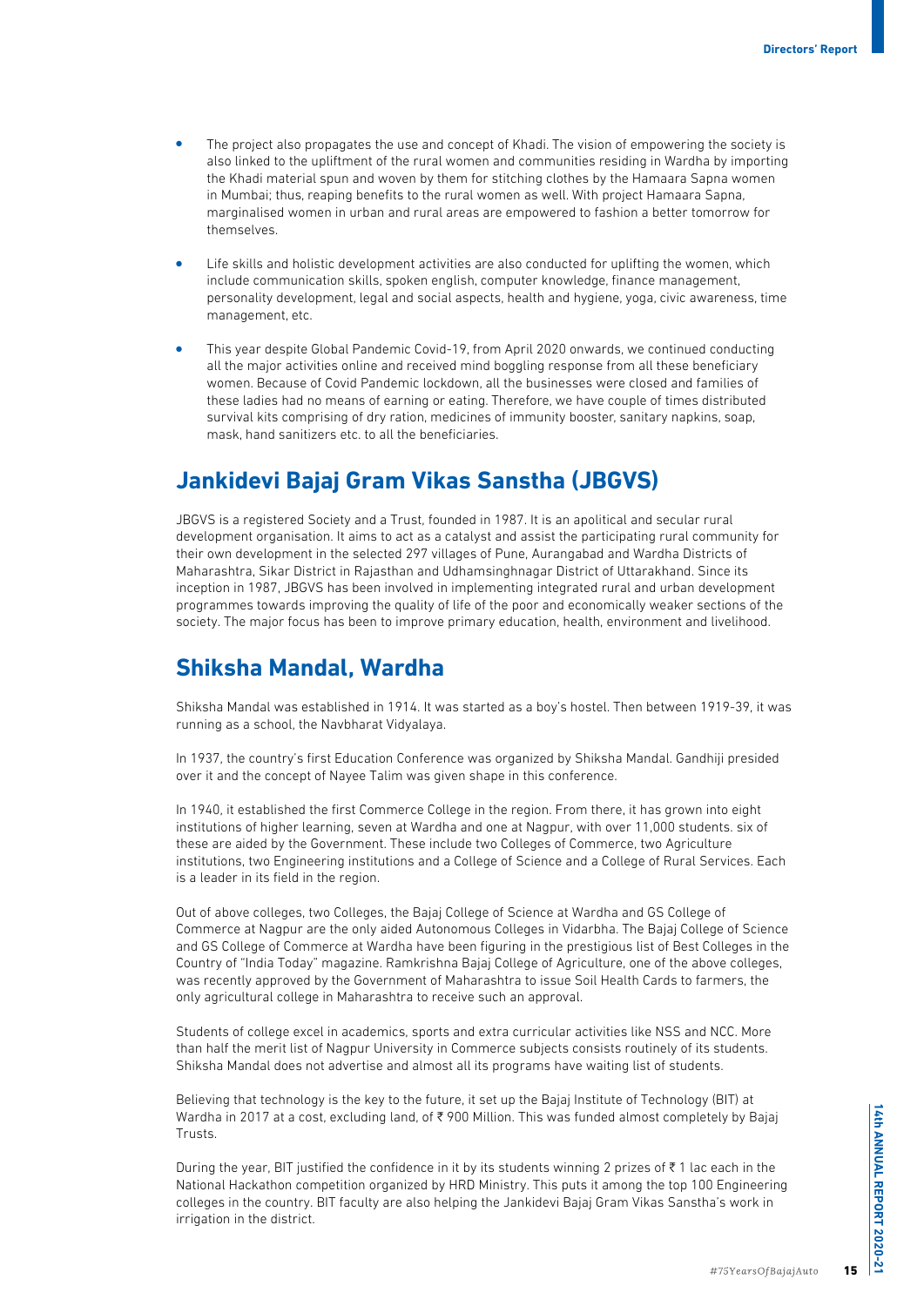- The project also propagates the use and concept of Khadi. The vision of empowering the society is also linked to the upliftment of the rural women and communities residing in Wardha by importing the Khadi material spun and woven by them for stitching clothes by the Hamaara Sapna women in Mumbai; thus, reaping benefits to the rural women as well. With project Hamaara Sapna, marginalised women in urban and rural areas are empowered to fashion a better tomorrow for themselves.

- Life skills and holistic development activities are also conducted for uplifting the women, which include communication skills, spoken english, computer knowledge, finance management, personality development, legal and social aspects, health and hygiene, yoga, civic awareness, time management, etc.

- This year despite Global Pandemic Covid-19, from April 2020 onwards, we continued conducting all the major activities online and received mind boggling response from all these beneficiary women. Because of Covid Pandemic lockdown, all the businesses were closed and families of these ladies had no means of earning or eating. Therefore, we have couple of times distributed survival kits comprising of dry ration, medicines of immunity booster, sanitary napkins, soap, mask, hand sanitizers etc. to all the beneficiaries.

## Jankidevi Bajaj Gram Vikas Sanstha (JBGVS)

JBGVS is a registered Society and a Trust, founded in 1987. It is an apolitical and secular rural development organisation. It aims to act as a catalyst and assist the participating rural community for their own development in the selected 297 villages of Pune, Aurangabad and Wardha Districts of Maharashtra, Sikar District in Rajasthan and Udhamsinghnagar District of Uttarakhand. Since its inception in 1987, JBGVS has been involved in implementing integrated rural and urban development programmes towards improving the quality of life of the poor and economically weaker sections of the society. The major focus has been to improve primary education, health, environment and livelihood.

## Shiksha Mandal, Wardha

Shiksha Mandal was established in 1914. It was started as a boy's hostel. Then between 1919-39, it was running as a school, the Navbharat Vidyalaya.

In 1937, the country's first Education Conference was organized by Shiksha Mandal. Gandhiji presided over it and the concept of Nayee Talim was given shape in this conference.

In 1940, it established the first Commerce College in the region. From there, it has grown into eight institutions of higher learning, seven at Wardha and one at Nagpur, with over 11,000 students. six of these are aided by the Government. These include two Colleges of Commerce, two Agriculture institutions, two Engineering institutions and a College of Science and a College of Rural Services. Each is a leader in its field in the region.

Out of above colleges, two Colleges, the Bajaj College of Science at Wardha and GS College of Commerce at Nagpur are the only aided Autonomous Colleges in Vidarbha. The Bajaj College of Science and GS College of Commerce at Wardha have been figuring in the prestigious list of Best Colleges in the Country of "India Today" magazine. Ramkrishna Bajaj College of Agriculture, one of the above colleges, was recently approved by the Government of Maharashtra to issue Soil Health Cards to farmers, the only agricultural college in Maharashtra to receive such an approval.

Students of college excel in academics, sports and extra curricular activities like NSS and NCC. More than half the merit list of Nagpur University in Commerce subjects consists routinely of its students. Shiksha Mandal does not advertise and almost all its programs have waiting list of students.

Believing that technology is the key to the future, it set up the Bajaj Institute of Technology (BIT) at Wardha in 2017 at a cost, excluding land, of ₹ 900 Million. This was funded almost completely by Bajaj Trusts.

During the year, BIT justified the confidence in it by its students winning 2 prizes of ₹ 1 lac each in the National Hackathon competition organized by HRD Ministry. This puts it among the top 100 Engineering colleges in the country. BIT faculty are also helping the Jankidevi Bajaj Gram Vikas Sanstha's work in irrigation in the district.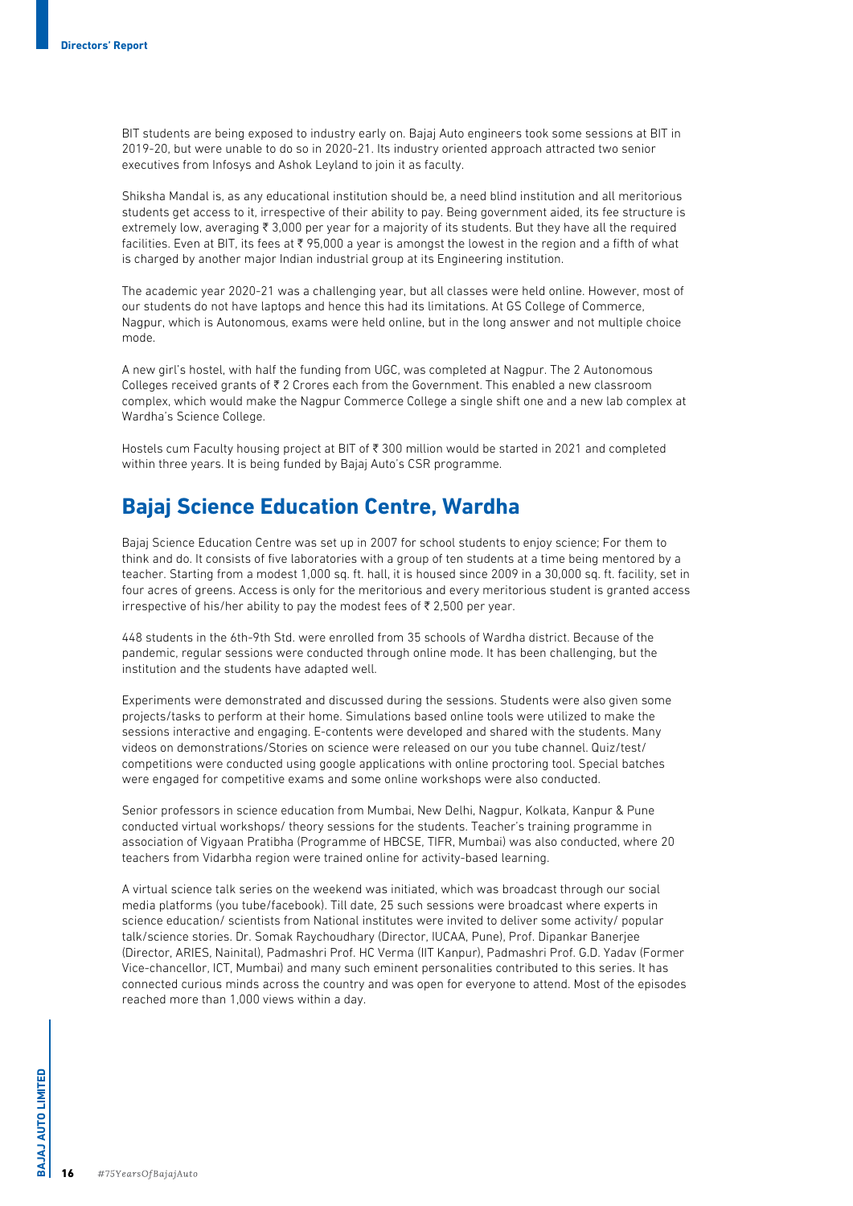BIT students are being exposed to industry early on. Bajaj Auto engineers took some sessions at BIT in 2019-20, but were unable to do so in 2020-21. Its industry oriented approach attracted two senior executives from Infosys and Ashok Leyland to join it as faculty.

Shiksha Mandal is, as any educational institution should be, a need blind institution and all meritorious students get access to it, irrespective of their ability to pay. Being government aided, its fee structure is extremely low, averaging ₹ 3,000 per year for a majority of its students. But they have all the required facilities. Even at BIT, its fees at ₹ 95,000 a year is amongst the lowest in the region and a fifth of what is charged by another major Indian industrial group at its Engineering institution.

The academic year 2020-21 was a challenging year, but all classes were held online. However, most of our students do not have laptops and hence this had its limitations. At GS College of Commerce, Nagpur, which is Autonomous, exams were held online, but in the long answer and not multiple choice mode.

A new girl's hostel, with half the funding from UGC, was completed at Nagpur. The 2 Autonomous Colleges received grants of ₹ 2 Crores each from the Government. This enabled a new classroom complex, which would make the Nagpur Commerce College a single shift one and a new lab complex at Wardha's Science College.

Hostels cum Faculty housing project at BIT of ₹ 300 million would be started in 2021 and completed within three years. It is being funded by Bajaj Auto's CSR programme.

## Bajaj Science Education Centre, Wardha

Bajaj Science Education Centre was set up in 2007 for school students to enjoy science; For them to think and do. It consists of five laboratories with a group of ten students at a time being mentored by a teacher. Starting from a modest 1,000 sq. ft. hall, it is housed since 2009 in a 30,000 sq. ft. facility, set in four acres of greens. Access is only for the meritorious and every meritorious student is granted access irrespective of his/her ability to pay the modest fees of ₹ 2,500 per year.

448 students in the 6th-9th Std. were enrolled from 35 schools of Wardha district. Because of the pandemic, regular sessions were conducted through online mode. It has been challenging, but the institution and the students have adapted well.

Experiments were demonstrated and discussed during the sessions. Students were also given some projects/tasks to perform at their home. Simulations based online tools were utilized to make the sessions interactive and engaging. E-contents were developed and shared with the students. Many videos on demonstrations/Stories on science were released on our you tube channel. Quiz/test/competitions were conducted using google applications with online proctoring tool. Special batches were engaged for competitive exams and some online workshops were also conducted.

Senior professors in science education from Mumbai, New Delhi, Nagpur, Kolkata, Kanpur & Pune conducted virtual workshops/ theory sessions for the students. Teacher's training programme in association of Vigyaan Pratibha (Programme of HBCSE, TIFR, Mumbai) was also conducted, where 20 teachers from Vidarbha region were trained online for activity-based learning.

A virtual science talk series on the weekend was initiated, which was broadcast through our social media platforms (you tube/facebook). Till date, 25 such sessions were broadcast where experts in science education/ scientists from National institutes were invited to deliver some activity/ popular talk/science stories. Dr. Somak Raychoudhary (Director, IUCAA, Pune), Prof. Dipankar Banerjee (Director, ARIES, Nainital), Padmashri Prof. HC Verma (IIT Kanpur), Padmashri Prof. G.D. Yadav (Former Vice-chancellor, ICT, Mumbai) and many such eminent personalities contributed to this series. It has connected curious minds across the country and was open for everyone to attend. Most of the episodes reached more than 1,000 views within a day.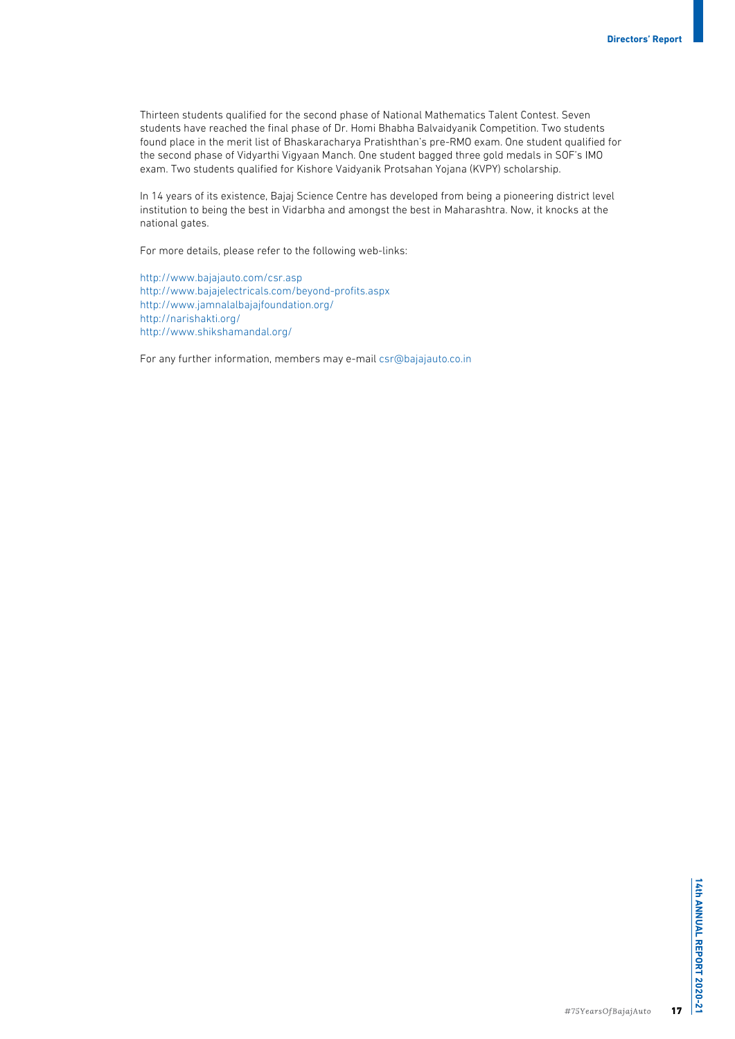Thirteen students qualified for the second phase of National Mathematics Talent Contest. Seven students have reached the final phase of Dr. Homi Bhabha Balvaidyanik Competition. Two students found place in the merit list of Bhaskaracharya Pratishthan's pre-RMO exam. One student qualified for the second phase of Vidyarthi Vigyaan Manch. One student bagged three gold medals in SOF's IMO exam. Two students qualified for Kishore Vaidyanik Protsahan Yojana (KVPY) scholarship.

In 14 years of its existence, Bajaj Science Centre has developed from being a pioneering district level institution to being the best in Vidarbha and amongst the best in Maharashtra. Now, it knocks at the national gates.

For more details, please refer to the following web-links:

http://www.bajajauto.com/csr.asp
http://www.bajajelectricals.com/beyond-profits.aspx
http://www.jamnalalbajajfoundation.org/
http://narishakti.org/
http://www.shikshamandal.org/

For any further information, members may e-mail csr@bajajauto.co.in